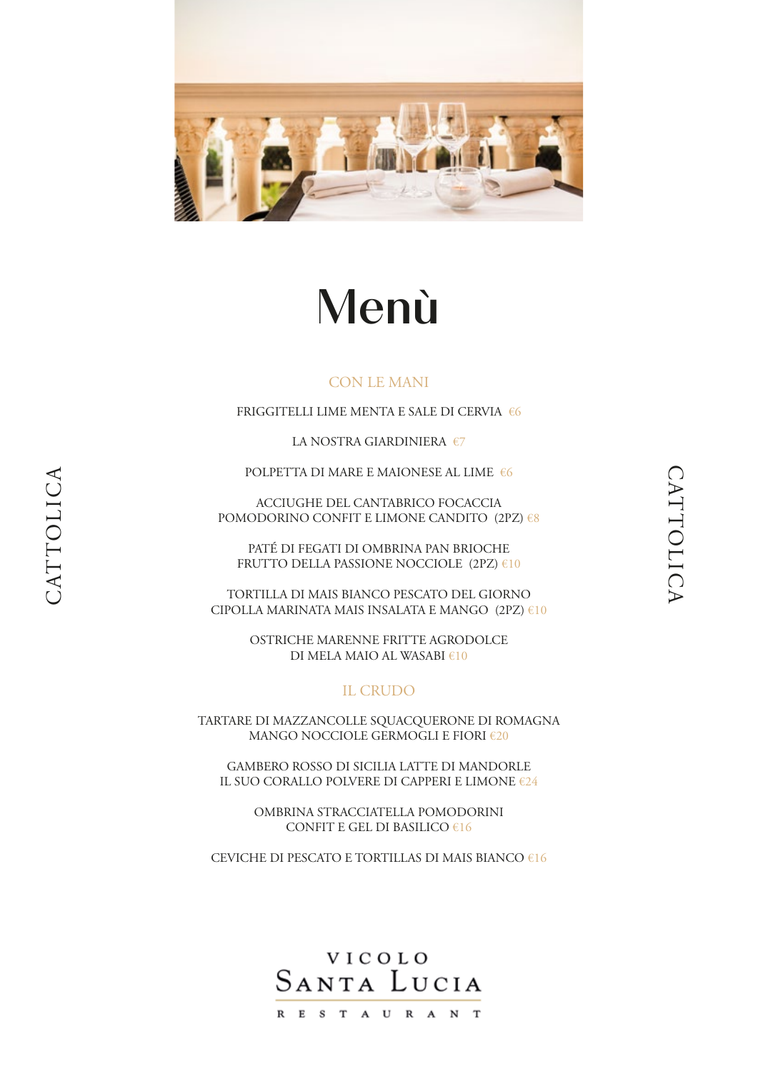# Menù

CATTOLICA

## CON LE MANI

FRIGGITELLI LIME MENTA E SALE DI CERVIA €6

LA NOSTRA GIARDINIERA €7

POLPETTA DI MARE E MAIONESE AL LIME €6

ACCIUGHE DEL CANTABRICO FOCACCIA
POMODORINO CONFIT E LIMONE CANDITO (2PZ) €8

PATÉ DI FEGATI DI OMBRINA PAN BRIOCHE
FRUTTO DELLA PASSIONE NOCCIOLE (2PZ) €10

TORTILLA DI MAIS BIANCO PESCATO DEL GIORNO
CIPOLLA MARINATA MAIS INSALATA E MANGO (2PZ) €10

OSTRICHE MARENNE FRITTE AGRODOLCE
DI MELA MAIO AL WASABI €10

## IL CRUDO

TARTARE DI MAZZANCOLLE SQUACQUERONE DI ROMAGNA
MANGO NOCCIOLE GERMOGLI E FIORI €20

GAMBERO ROSSO DI SICILIA LATTE DI MANDORLE
IL SUO CORALLO POLVERE DI CAPPERI E LIMONE €24

OMBRINA STRACCIATELLA POMODORINI
CONFIT E GEL DI BASILICO €16

CEVICHE DI PESCATO E TORTILLAS DI MAIS BIANCO €16

VICOLO
SANTA LUCIA
RESTAURANT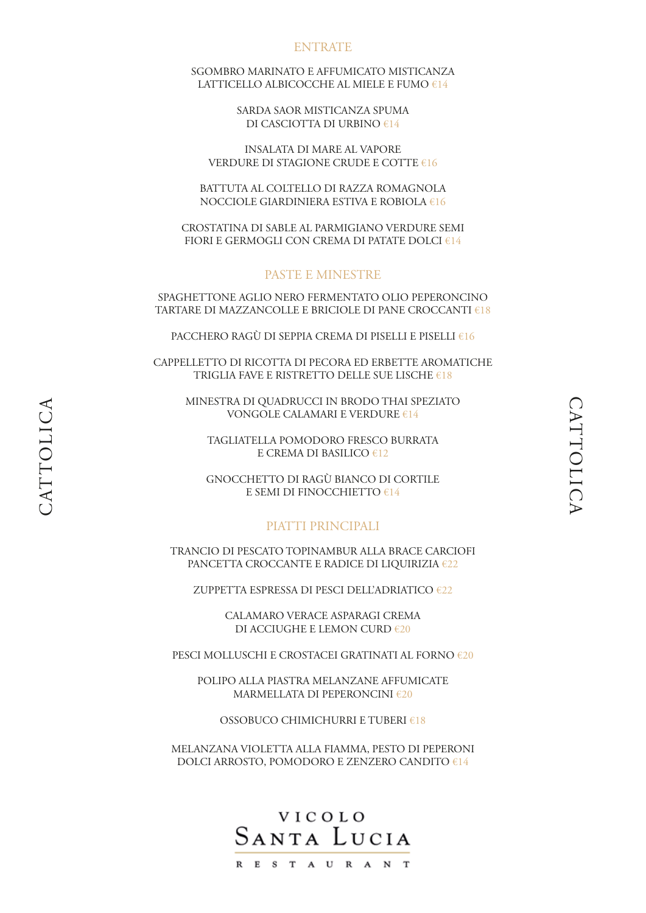## ENTRATE

SGOMBRO MARINATO E AFFUMICATO MISTICANZA
LATTICELLO ALBICOCCHE AL MIELE E FUMO €14

SARDA SAOR MISTICANZA SPUMA
DI CASCIOTTA DI URBINO €14

INSALATA DI MARE AL VAPORE
VERDURE DI STAGIONE CRUDE E COTTE €16

BATTUTA AL COLTELLO DI RAZZA ROMAGNOLA
NOCCIOLE GIARDINIERA ESTIVA E ROBIOLA €16

CROSTATINA DI SABLE AL PARMIGIANO VERDURE SEMI
FIORI E GERMOGLI CON CREMA DI PATATE DOLCI €14

## PASTE E MINESTRE

SPAGHETTONE AGLIO NERO FERMENTATO OLIO PEPERONCINO
TARTARE DI MAZZANCOLLE E BRICIOLE DI PANE CROCCANTI €18

PACCHERO RAGÙ DI SEPPIA CREMA DI PISELLI E PISELLI €16

CAPPELLETTO DI RICOTTA DI PECORA ED ERBETTE AROMATICHE
TRIGLIA FAVE E RISTRETTO DELLE SUE LISCHE €18

MINESTRA DI QUADRUCCI IN BRODO THAI SPEZIATO
VONGOLE CALAMARI E VERDURE €14

TAGLIATELLA POMODORO FRESCO BURRATA
E CREMA DI BASILICO €12

GNOCCHETTO DI RAGÙ BIANCO DI CORTILE
E SEMI DI FINOCCHIETTO €14

## PIATTI PRINCIPALI

TRANCIO DI PESCATO TOPINAMBUR ALLA BRACE CARCIOFI
PANCETTA CROCCANTE E RADICE DI LIQUIRIZIA €22

ZUPPETTA ESPRESSA DI PESCI DELL'ADRIATICO €22

CALAMARO VERACE ASPARAGI CREMA
DI ACCIUGHE E LEMON CURD €20

PESCI MOLLUSCHI E CROSTACEI GRATINATI AL FORNO €20

POLIPO ALLA PIASTRA MELANZANE AFFUMICATE
MARMELLATA DI PEPERONCINI €20

OSSOBUCO CHIMICHURRI E TUBERI €18

MELANZANA VIOLETTA ALLA FIAMMA, PESTO DI PEPERONI
DOLCI ARROSTO, POMODORO E ZENZERO CANDITO €14

CATTOLICA

VICOLO SANTA LUCIA RESTAURANT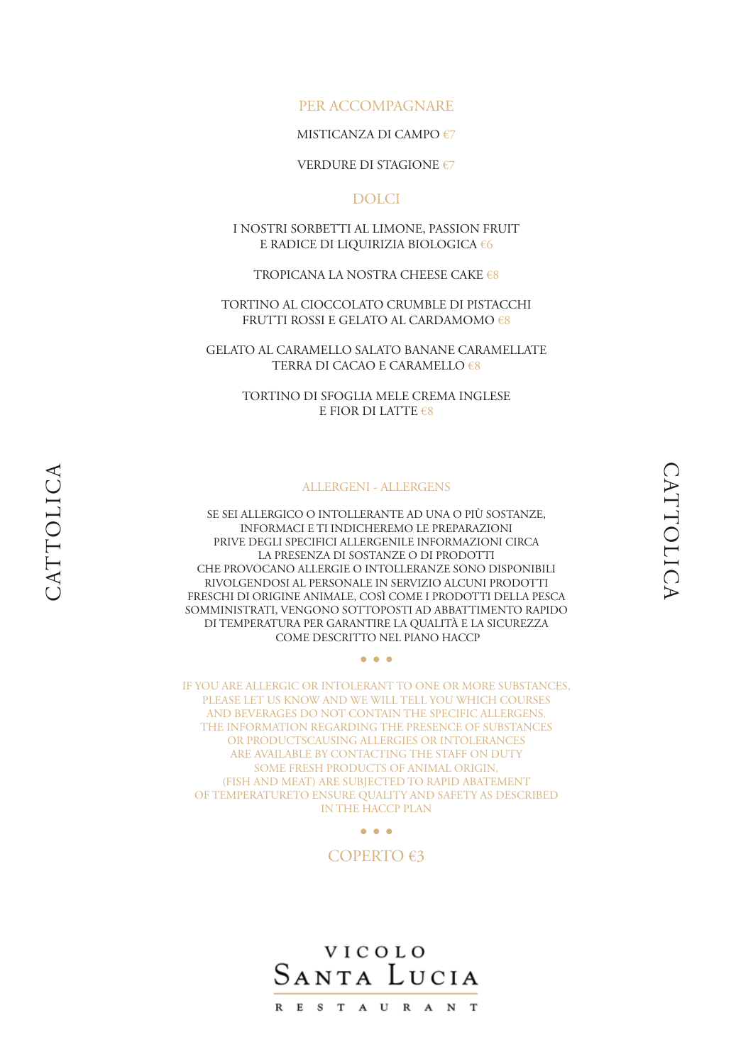## PER ACCOMPAGNARE

MISTICANZA DI CAMPO €7

VERDURE DI STAGIONE €7

## DOLCI

I NOSTRI SORBETTI AL LIMONE, PASSION FRUIT
E RADICE DI LIQUIRIZIA BIOLOGICA €6

TROPICANA LA NOSTRA CHEESE CAKE €8

TORTINO AL CIOCCOLATO CRUMBLE DI PISTACCHI
FRUTTI ROSSI E GELATO AL CARDAMOMO €8

GELATO AL CARAMELLO SALATO BANANE CARAMELLATE
TERRA DI CACAO E CARAMELLO €8

TORTINO DI SFOGLIA MELE CREMA INGLESE
E FIOR DI LATTE €8

CATTOLICA

CATTOLICA

### ALLERGENI - ALLERGENS

SE SEI ALLERGICO O INTOLLERANTE AD UNA O PIÙ SOSTANZE,
INFORMACI E TI INDICHEREMO LE PREPARAZIONI
PRIVE DEGLI SPECIFICI ALLERGENILE INFORMAZIONI CIRCA
LA PRESENZA DI SOSTANZE O DI PRODOTTI
CHE PROVOCANO ALLERGIE O INTOLLERANZE SONO DISPONIBILI
RIVOLGENDOSI AL PERSONALE IN SERVIZIO ALCUNI PRODOTTI
FRESCHI DI ORIGINE ANIMALE, COSÌ COME I PRODOTTI DELLA PESCA
SOMMINISTRATI, VENGONO SOTTOPOSTI AD ABBATTIMENTO RAPIDO
DI TEMPERATURA PER GARANTIRE LA QUALITÀ E LA SICUREZZA
COME DESCRITTO NEL PIANO HACCP

• • •

IF YOU ARE ALLERGIC OR INTOLERANT TO ONE OR MORE SUBSTANCES,
PLEASE LET US KNOW AND WE WILL TELL YOU WHICH COURSES
AND BEVERAGES DO NOT CONTAIN THE SPECIFIC ALLERGENS.
THE INFORMATION REGARDING THE PRESENCE OF SUBSTANCES
OR PRODUCTSCAUSING ALLERGIES OR INTOLERANCES
ARE AVAILABLE BY CONTACTING THE STAFF ON DUTY
SOME FRESH PRODUCTS OF ANIMAL ORIGIN,
(FISH AND MEAT) ARE SUBJECTED TO RAPID ABATEMENT
OF TEMPERATURETO ENSURE QUALITY AND SAFETY AS DESCRIBED
IN THE HACCP PLAN

• • •

### COPERTO €3

VICOLO
SANTA LUCIA
RESTAURANT